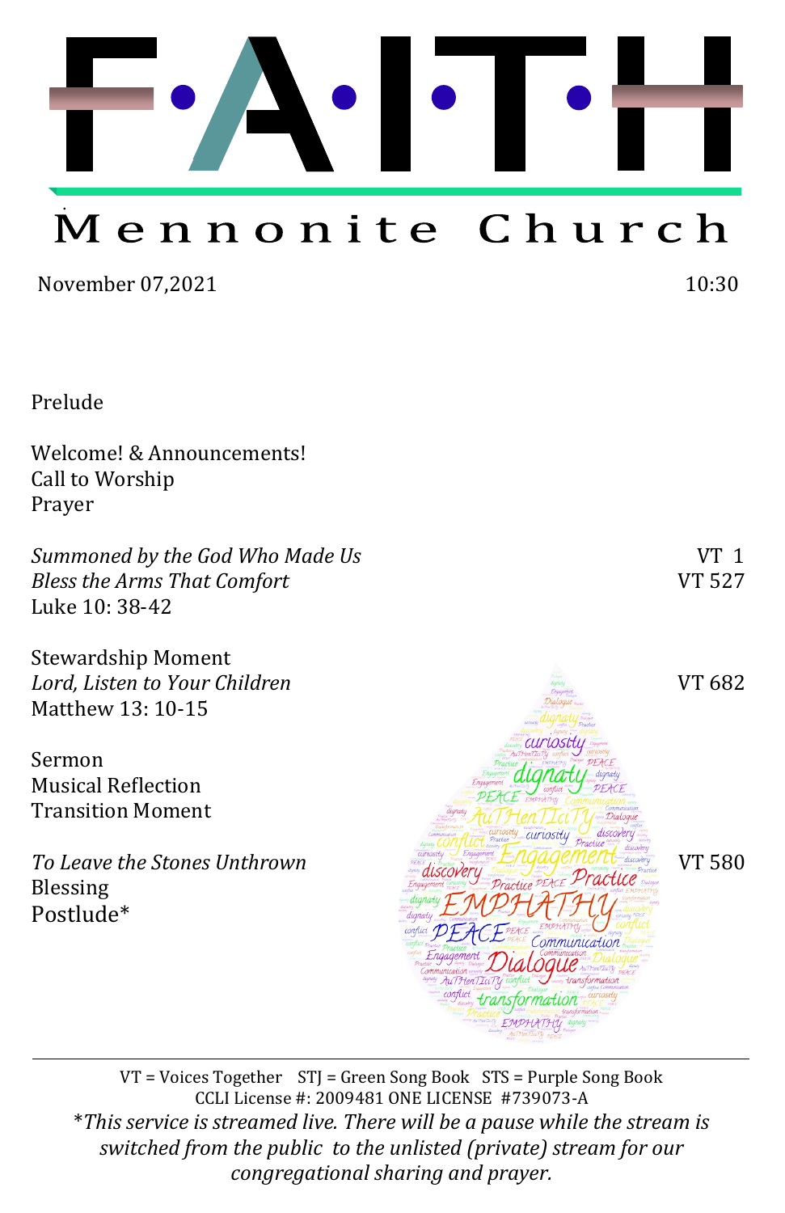# F·A·I·T·H

## Mennonite Church

November 07,2021 10:30

Prelude

Welcome! & Announcements!
Call to Worship
Prayer

*Summoned by the God Who Made Us* VT 1
*Bless the Arms That Comfort* VT 527
Luke 10: 38-42

Stewardship Moment
*Lord, Listen to Your Children* VT 682
Matthew 13: 10-15

Sermon
Musical Reflection
Transition Moment

*To Leave the Stones Unthrown* VT 580
Blessing
Postlude*

---

VT = Voices Together STJ = Green Song Book STS = Purple Song Book
CCLI License #: 2009481 ONE LICENSE #739073-A

**This service is streamed live. There will be a pause while the stream is switched from the public to the unlisted (private) stream for our congregational sharing and prayer.*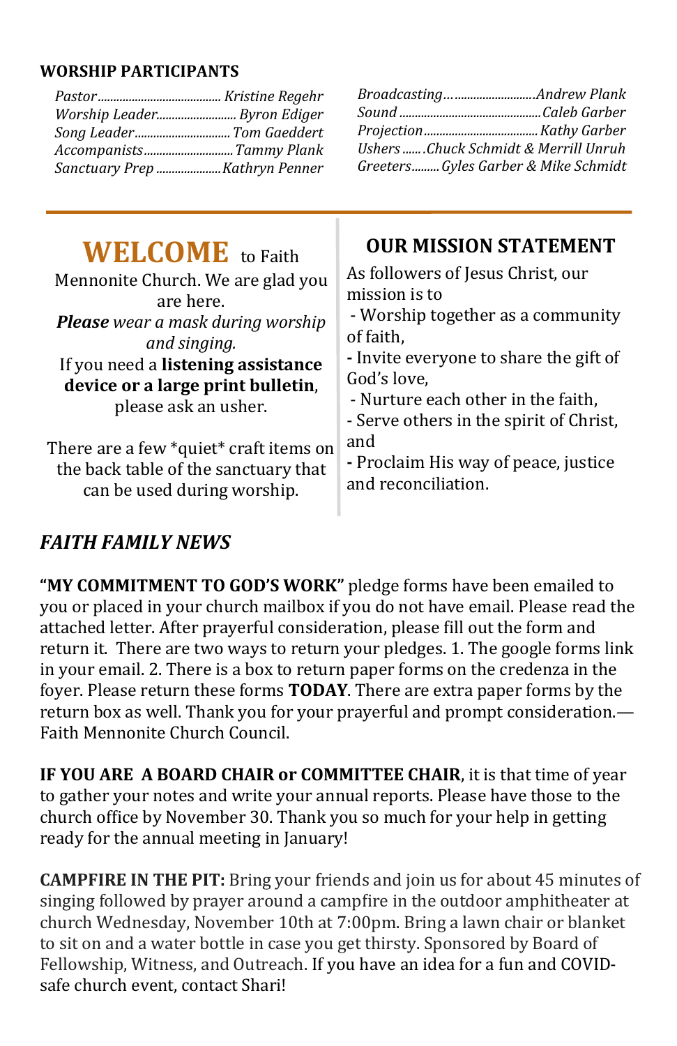## WORSHIP PARTICIPANTS

*Pastor*...................................... *Kristine Regehr*
*Worship Leader*......................... *Byron Ediger*
*Song Leader*.............................. *Tom Gaeddert*
*Accompanists*............................ *Tammy Plank*
*Sanctuary Prep* .................... *Kathryn Penner*

*Broadcasting*…..........................*Andrew Plank*
*Sound* ............................................*Caleb Garber*
*Projection*....................................*Kathy Garber*
*Ushers*...... *Chuck Schmidt & Merrill Unruh*
*Greeters*......... *Gyles Garber & Mike Schmidt*

---

# WELCOME to Faith Mennonite Church. We are glad you are here.

***Please*** *wear a mask during worship and singing.*

If you need a **listening assistance device or a large print bulletin**, please ask an usher.

There are a few *quiet* craft items on the back table of the sanctuary that can be used during worship.

## OUR MISSION STATEMENT

As followers of Jesus Christ, our mission is to

- Worship together as a community of faith,
- Invite everyone to share the gift of God's love,
- Nurture each other in the faith,
- Serve others in the spirit of Christ, and
- Proclaim His way of peace, justice and reconciliation.

## *FAITH FAMILY NEWS*

**"MY COMMITMENT TO GOD'S WORK"** pledge forms have been emailed to you or placed in your church mailbox if you do not have email. Please read the attached letter. After prayerful consideration, please fill out the form and return it. There are two ways to return your pledges. 1. The google forms link in your email. 2. There is a box to return paper forms on the credenza in the foyer. Please return these forms **TODAY**. There are extra paper forms by the return box as well. Thank you for your prayerful and prompt consideration.—Faith Mennonite Church Council.

**IF YOU ARE A BOARD CHAIR or COMMITTEE CHAIR**, it is that time of year to gather your notes and write your annual reports. Please have those to the church office by November 30. Thank you so much for your help in getting ready for the annual meeting in January!

**CAMPFIRE IN THE PIT:** Bring your friends and join us for about 45 minutes of singing followed by prayer around a campfire in the outdoor amphitheater at church Wednesday, November 10th at 7:00pm. Bring a lawn chair or blanket to sit on and a water bottle in case you get thirsty. Sponsored by Board of Fellowship, Witness, and Outreach. If you have an idea for a fun and COVID-safe church event, contact Shari!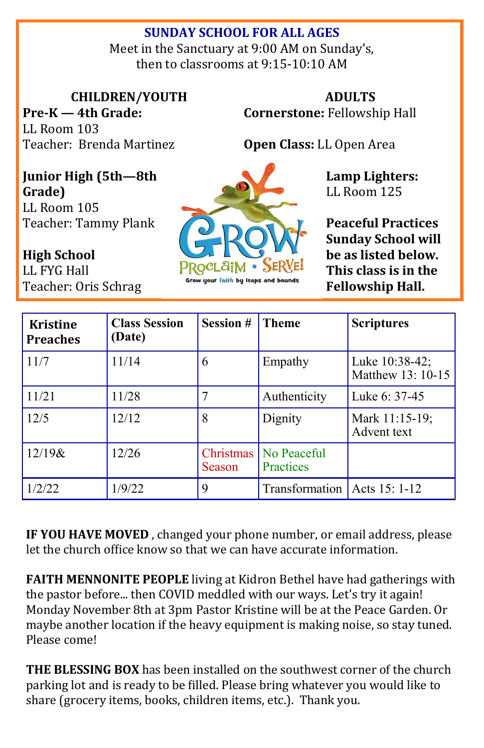## SUNDAY SCHOOL FOR ALL AGES

Meet in the Sanctuary at 9:00 AM on Sunday's, then to classrooms at 9:15-10:10 AM

### CHILDREN/YOUTH

**Pre-K — 4th Grade:**
LL Room 103
Teacher: Brenda Martinez

**Junior High (5th—8th Grade)**
LL Room 105
Teacher: Tammy Plank

**High School**
LL FYG Hall
Teacher: Oris Schrag

### ADULTS

**Cornerstone:** Fellowship Hall

**Open Class:** LL Open Area

**Lamp Lighters:**
LL Room 125

**Peaceful Practices Sunday School will be as listed below. This class is in the Fellowship Hall.**

GROW PROCLAIM • SERVE!
Grow your faith by leaps and bounds

| Kristine Preaches | Class Session (Date) | Session # | Theme | Scriptures |
|---|---|---|---|---|
| 11/7 | 11/14 | 6 | Empathy | Luke 10:38-42; Matthew 13: 10-15 |
| 11/21 | 11/28 | 7 | Authenticity | Luke 6: 37-45 |
| 12/5 | 12/12 | 8 | Dignity | Mark 11:15-19; Advent text |
| 12/19& | 12/26 | Christmas Season | No Peaceful Practices | |
| 1/2/22 | 1/9/22 | 9 | Transformation | Acts 15: 1-12 |

**IF YOU HAVE MOVED** , changed your phone number, or email address, please let the church office know so that we can have accurate information.

**FAITH MENNONITE PEOPLE** living at Kidron Bethel have had gatherings with the pastor before... then COVID meddled with our ways. Let's try it again! Monday November 8th at 3pm Pastor Kristine will be at the Peace Garden. Or maybe another location if the heavy equipment is making noise, so stay tuned. Please come!

**THE BLESSING BOX** has been installed on the southwest corner of the church parking lot and is ready to be filled. Please bring whatever you would like to share (grocery items, books, children items, etc.). Thank you.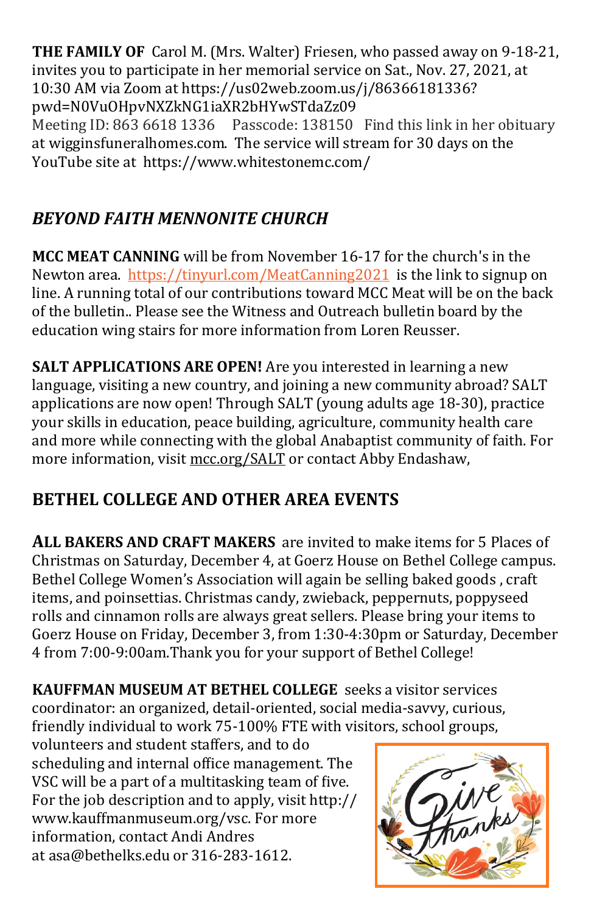**THE FAMILY OF** Carol M. (Mrs. Walter) Friesen, who passed away on 9-18-21, invites you to participate in her memorial service on Sat., Nov. 27, 2021, at 10:30 AM via Zoom at https://us02web.zoom.us/j/86366181336?pwd=N0VuOHpvNXZkNG1iaXR2bHYwSTdaZz09
Meeting ID: 863 6618 1336   Passcode: 138150   Find this link in her obituary at wigginsfuneralhomes.com. The service will stream for 30 days on the YouTube site at https://www.whitestonemc.com/

## *BEYOND FAITH MENNONITE CHURCH*

**MCC MEAT CANNING** will be from November 16-17 for the church's in the Newton area. https://tinyurl.com/MeatCanning2021 is the link to signup on line. A running total of our contributions toward MCC Meat will be on the back of the bulletin.. Please see the Witness and Outreach bulletin board by the education wing stairs for more information from Loren Reusser.

**SALT APPLICATIONS ARE OPEN!** Are you interested in learning a new language, visiting a new country, and joining a new community abroad? SALT applications are now open! Through SALT (young adults age 18-30), practice your skills in education, peace building, agriculture, community health care and more while connecting with the global Anabaptist community of faith. For more information, visit mcc.org/SALT or contact Abby Endashaw,

## BETHEL COLLEGE AND OTHER AREA EVENTS

**ALL BAKERS AND CRAFT MAKERS** are invited to make items for 5 Places of Christmas on Saturday, December 4, at Goerz House on Bethel College campus. Bethel College Women's Association will again be selling baked goods , craft items, and poinsettias. Christmas candy, zwieback, peppernuts, poppyseed rolls and cinnamon rolls are always great sellers. Please bring your items to Goerz House on Friday, December 3, from 1:30-4:30pm or Saturday, December 4 from 7:00-9:00am.Thank you for your support of Bethel College!

**KAUFFMAN MUSEUM AT BETHEL COLLEGE** seeks a visitor services coordinator: an organized, detail-oriented, social media-savvy, curious, friendly individual to work 75-100% FTE with visitors, school groups, volunteers and student staffers, and to do scheduling and internal office management. The VSC will be a part of a multitasking team of five. For the job description and to apply, visit http://www.kauffmanmuseum.org/vsc. For more information, contact Andi Andres at asa@bethelks.edu or 316-283-1612.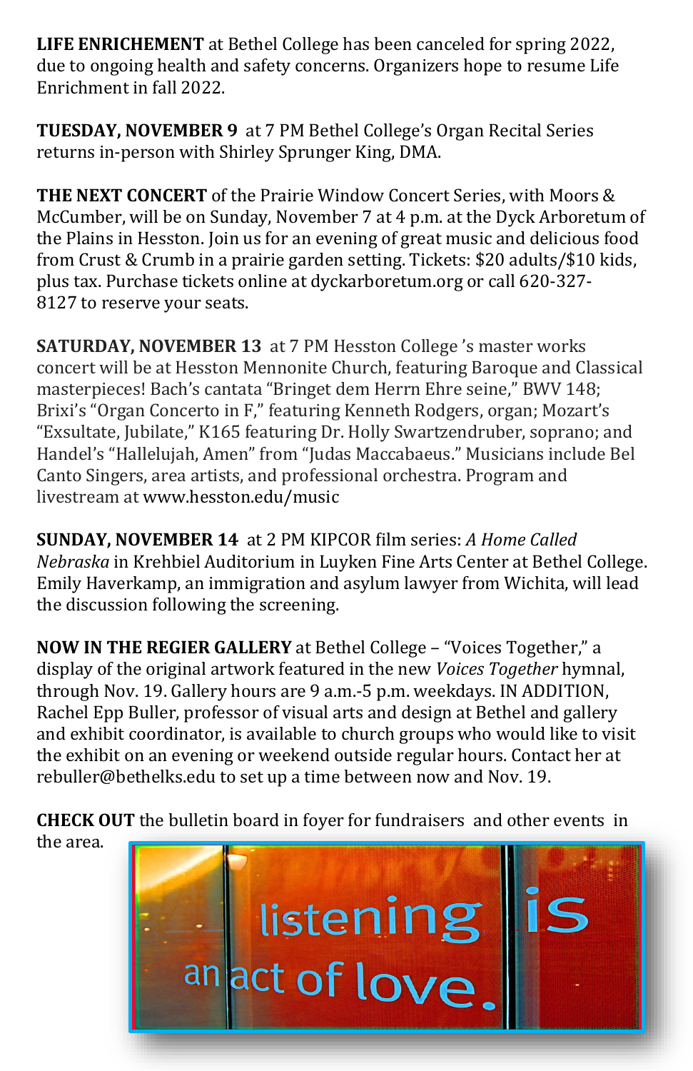**LIFE ENRICHEMENT** at Bethel College has been canceled for spring 2022, due to ongoing health and safety concerns. Organizers hope to resume Life Enrichment in fall 2022.

**TUESDAY, NOVEMBER 9** at 7 PM Bethel College's Organ Recital Series returns in-person with Shirley Sprunger King, DMA.

**THE NEXT CONCERT** of the Prairie Window Concert Series, with Moors & McCumber, will be on Sunday, November 7 at 4 p.m. at the Dyck Arboretum of the Plains in Hesston. Join us for an evening of great music and delicious food from Crust & Crumb in a prairie garden setting. Tickets: $20 adults/$10 kids, plus tax. Purchase tickets online at dyckarboretum.org or call 620-327-8127 to reserve your seats.

**SATURDAY, NOVEMBER 13** at 7 PM Hesston College 's master works concert will be at Hesston Mennonite Church, featuring Baroque and Classical masterpieces! Bach's cantata "Bringet dem Herrn Ehre seine," BWV 148; Brixi's "Organ Concerto in F," featuring Kenneth Rodgers, organ; Mozart's "Exsultate, Jubilate," K165 featuring Dr. Holly Swartzendruber, soprano; and Handel's "Hallelujah, Amen" from "Judas Maccabaeus." Musicians include Bel Canto Singers, area artists, and professional orchestra. Program and livestream at www.hesston.edu/music

**SUNDAY, NOVEMBER 14** at 2 PM KIPCOR film series: *A Home Called Nebraska* in Krehbiel Auditorium in Luyken Fine Arts Center at Bethel College. Emily Haverkamp, an immigration and asylum lawyer from Wichita, will lead the discussion following the screening.

**NOW IN THE REGIER GALLERY** at Bethel College – "Voices Together," a display of the original artwork featured in the new *Voices Together* hymnal, through Nov. 19. Gallery hours are 9 a.m.-5 p.m. weekdays. IN ADDITION, Rachel Epp Buller, professor of visual arts and design at Bethel and gallery and exhibit coordinator, is available to church groups who would like to visit the exhibit on an evening or weekend outside regular hours. Contact her at rebuller@bethelks.edu to set up a time between now and Nov. 19.

**CHECK OUT** the bulletin board in foyer for fundraisers and other events in the area.

listening is an act of love.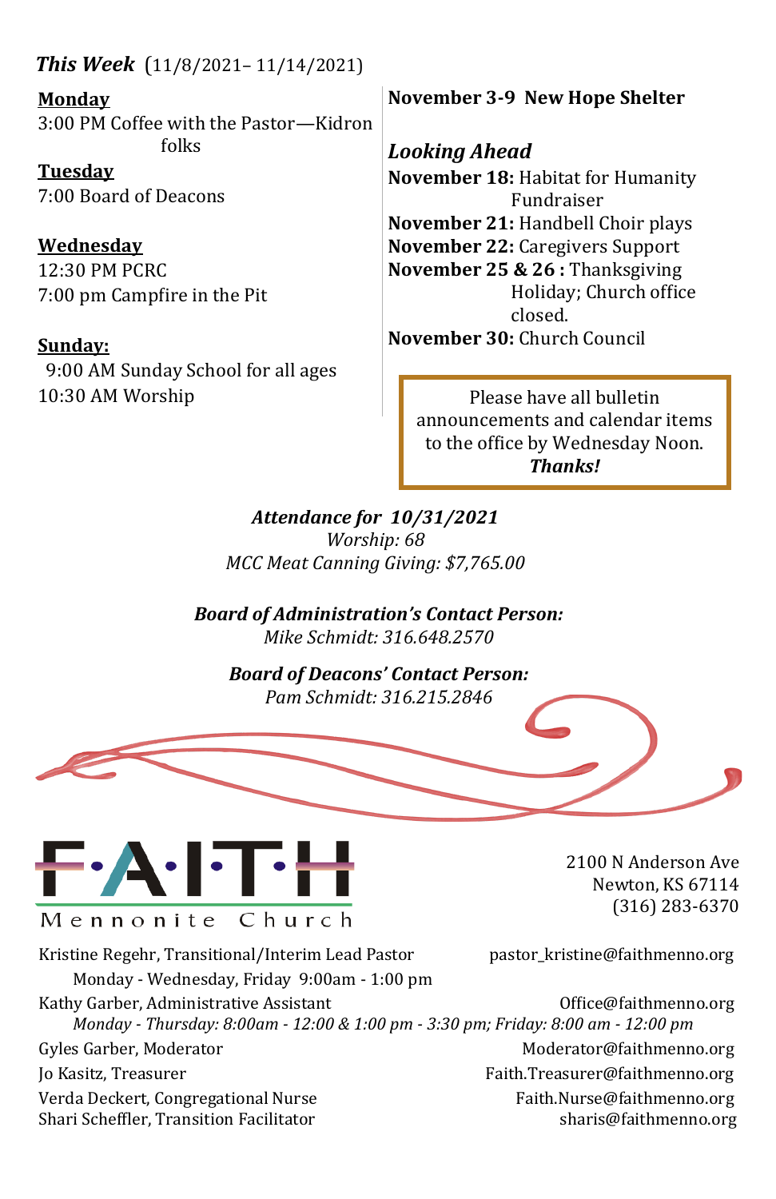## *This Week* (11/8/2021– 11/14/2021)

**Monday**
3:00 PM Coffee with the Pastor—Kidron folks

**Tuesday**
7:00 Board of Deacons

**Wednesday**
12:30 PM PCRC
7:00 pm Campfire in the Pit

**Sunday:**
9:00 AM Sunday School for all ages
10:30 AM Worship

**November 3-9 New Hope Shelter**

### *Looking Ahead*

**November 18:** Habitat for Humanity Fundraiser
**November 21:** Handbell Choir plays
**November 22:** Caregivers Support
**November 25 & 26 :** Thanksgiving Holiday; Church office closed.
**November 30:** Church Council

Please have all bulletin announcements and calendar items to the office by Wednesday Noon.
***Thanks!***

***Attendance for 10/31/2021***
*Worship: 68*
*MCC Meat Canning Giving: $7,765.00*

***Board of Administration's Contact Person:***
*Mike Schmidt: 316.648.2570*

***Board of Deacons' Contact Person:***
*Pam Schmidt: 316.215.2846*

**FAITH**
Mennonite Church

2100 N Anderson Ave
Newton, KS 67114
(316) 283-6370

Kristine Regehr, Transitional/Interim Lead Pastor — pastor_kristine@faithmenno.org
Monday - Wednesday, Friday 9:00am - 1:00 pm
Kathy Garber, Administrative Assistant — Office@faithmenno.org
*Monday - Thursday: 8:00am - 12:00 & 1:00 pm - 3:30 pm; Friday: 8:00 am - 12:00 pm*
Gyles Garber, Moderator — Moderator@faithmenno.org
Jo Kasitz, Treasurer — Faith.Treasurer@faithmenno.org
Verda Deckert, Congregational Nurse — Faith.Nurse@faithmenno.org
Shari Scheffler, Transition Facilitator — sharis@faithmenno.org